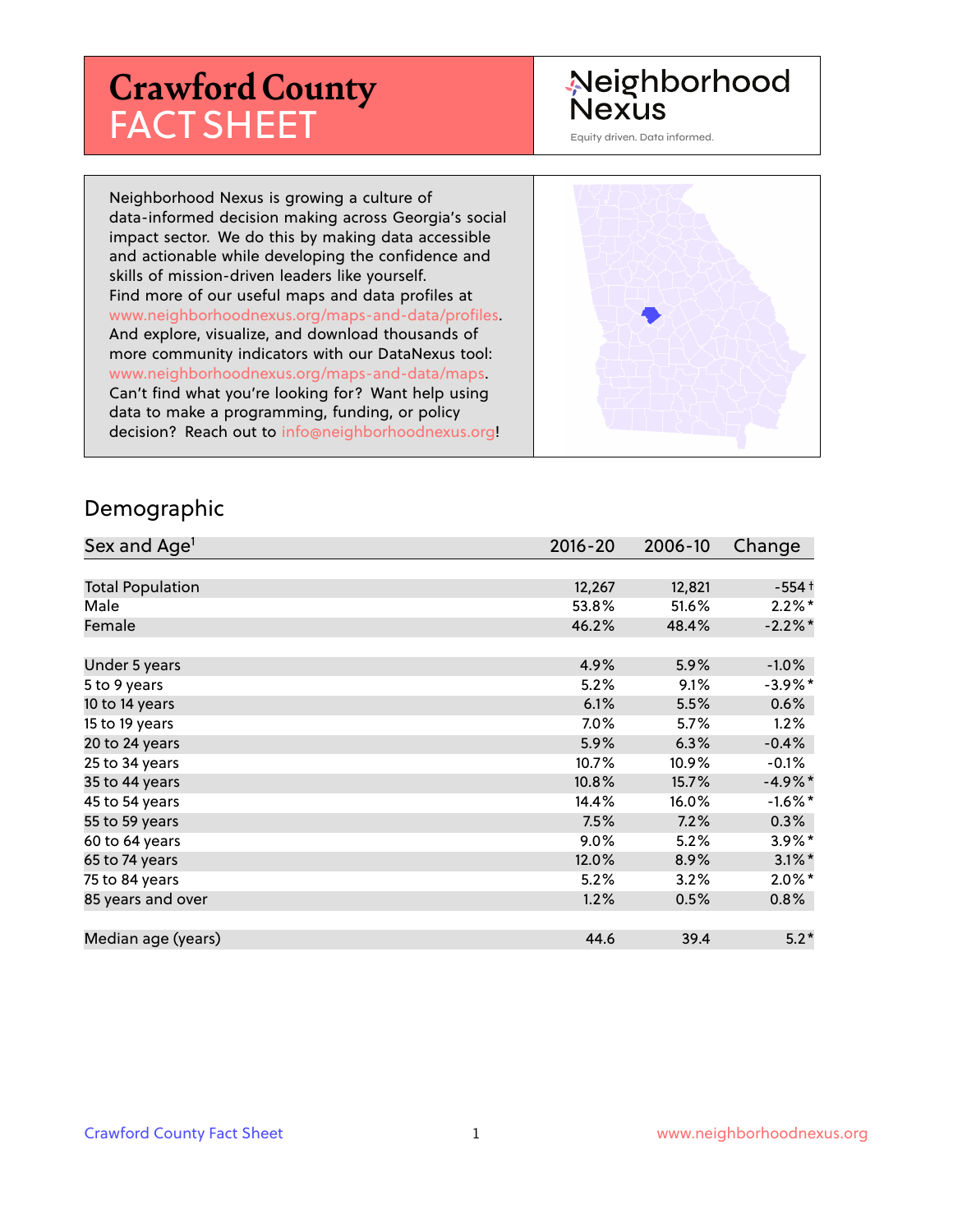# Crawford County FACT SHEET

Neighborhood Nexus

Equity driven. Data informed.

Neighborhood Nexus is growing a culture of data-informed decision making across Georgia's social impact sector. We do this by making data accessible and actionable while developing the confidence and skills of mission-driven leaders like yourself. Find more of our useful maps and data profiles at www.neighborhoodnexus.org/maps-and-data/profiles. And explore, visualize, and download thousands of more community indicators with our DataNexus tool: www.neighborhoodnexus.org/maps-and-data/maps. Can't find what you're looking for? Want help using data to make a programming, funding, or policy decision? Reach out to info@neighborhoodnexus.org!

## Demographic

| Sex and Age[1] | 2016-20 | 2006-10 | Change |
|---|---|---|---|
| Total Population | 12,267 | 12,821 | -554 † |
| Male | 53.8% | 51.6% | 2.2%* |
| Female | 46.2% | 48.4% | -2.2%* |
| Under 5 years | 4.9% | 5.9% | -1.0% |
| 5 to 9 years | 5.2% | 9.1% | -3.9%* |
| 10 to 14 years | 6.1% | 5.5% | 0.6% |
| 15 to 19 years | 7.0% | 5.7% | 1.2% |
| 20 to 24 years | 5.9% | 6.3% | -0.4% |
| 25 to 34 years | 10.7% | 10.9% | -0.1% |
| 35 to 44 years | 10.8% | 15.7% | -4.9%* |
| 45 to 54 years | 14.4% | 16.0% | -1.6%* |
| 55 to 59 years | 7.5% | 7.2% | 0.3% |
| 60 to 64 years | 9.0% | 5.2% | 3.9%* |
| 65 to 74 years | 12.0% | 8.9% | 3.1%* |
| 75 to 84 years | 5.2% | 3.2% | 2.0%* |
| 85 years and over | 1.2% | 0.5% | 0.8% |
| Median age (years) | 44.6 | 39.4 | 5.2* |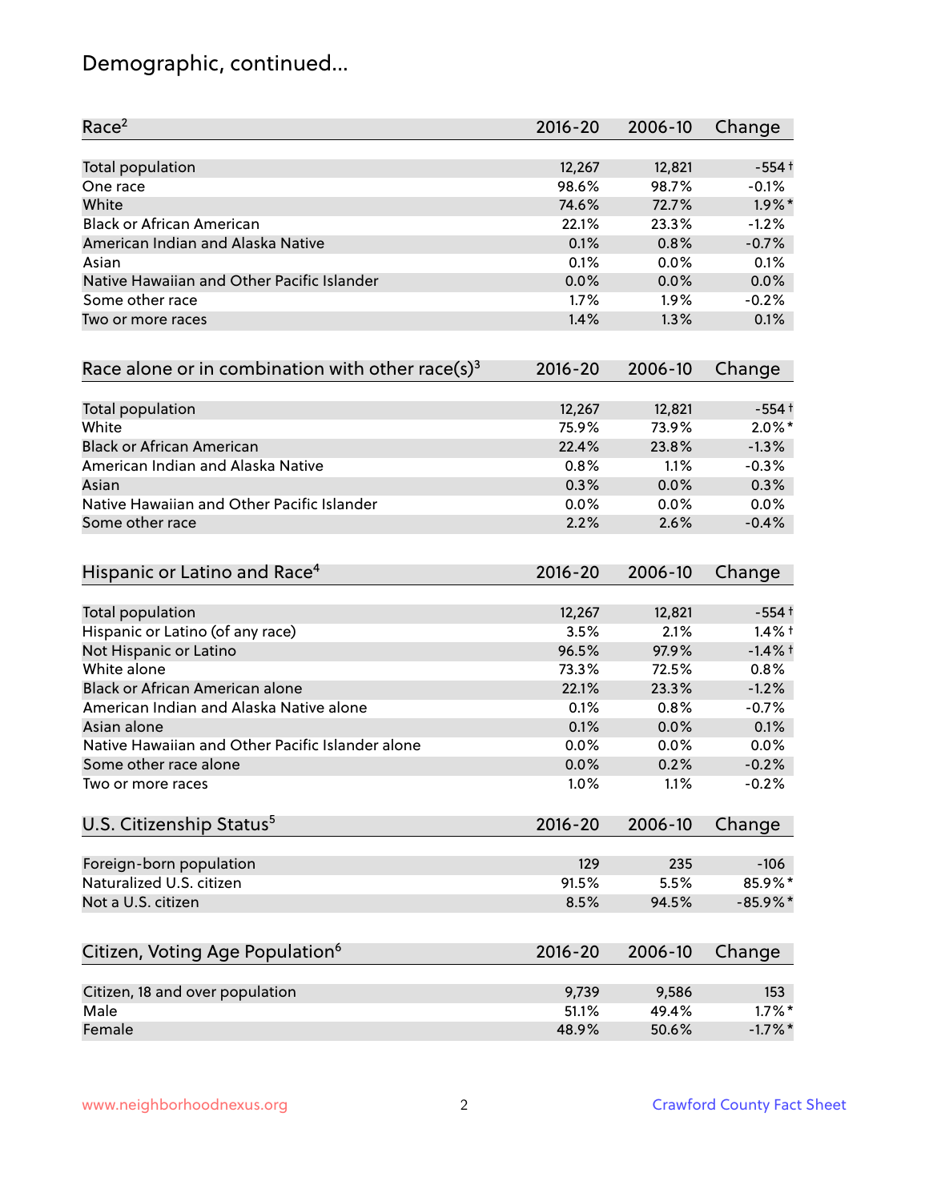## Demographic, continued...

| Race[2] | 2016-20 | 2006-10 | Change |
|---|---|---|---|
| Total population | 12,267 | 12,821 | -554† |
| One race | 98.6% | 98.7% | -0.1% |
| White | 74.6% | 72.7% | 1.9%* |
| Black or African American | 22.1% | 23.3% | -1.2% |
| American Indian and Alaska Native | 0.1% | 0.8% | -0.7% |
| Asian | 0.1% | 0.0% | 0.1% |
| Native Hawaiian and Other Pacific Islander | 0.0% | 0.0% | 0.0% |
| Some other race | 1.7% | 1.9% | -0.2% |
| Two or more races | 1.4% | 1.3% | 0.1% |

| Race alone or in combination with other race(s)[3] | 2016-20 | 2006-10 | Change |
|---|---|---|---|
| Total population | 12,267 | 12,821 | -554† |
| White | 75.9% | 73.9% | 2.0%* |
| Black or African American | 22.4% | 23.8% | -1.3% |
| American Indian and Alaska Native | 0.8% | 1.1% | -0.3% |
| Asian | 0.3% | 0.0% | 0.3% |
| Native Hawaiian and Other Pacific Islander | 0.0% | 0.0% | 0.0% |
| Some other race | 2.2% | 2.6% | -0.4% |

| Hispanic or Latino and Race[4] | 2016-20 | 2006-10 | Change |
|---|---|---|---|
| Total population | 12,267 | 12,821 | -554† |
| Hispanic or Latino (of any race) | 3.5% | 2.1% | 1.4%† |
| Not Hispanic or Latino | 96.5% | 97.9% | -1.4%† |
| White alone | 73.3% | 72.5% | 0.8% |
| Black or African American alone | 22.1% | 23.3% | -1.2% |
| American Indian and Alaska Native alone | 0.1% | 0.8% | -0.7% |
| Asian alone | 0.1% | 0.0% | 0.1% |
| Native Hawaiian and Other Pacific Islander alone | 0.0% | 0.0% | 0.0% |
| Some other race alone | 0.0% | 0.2% | -0.2% |
| Two or more races | 1.0% | 1.1% | -0.2% |

| U.S. Citizenship Status[5] | 2016-20 | 2006-10 | Change |
|---|---|---|---|
| Foreign-born population | 129 | 235 | -106 |
| Naturalized U.S. citizen | 91.5% | 5.5% | 85.9%* |
| Not a U.S. citizen | 8.5% | 94.5% | -85.9%* |

| Citizen, Voting Age Population[6] | 2016-20 | 2006-10 | Change |
|---|---|---|---|
| Citizen, 18 and over population | 9,739 | 9,586 | 153 |
| Male | 51.1% | 49.4% | 1.7%* |
| Female | 48.9% | 50.6% | -1.7%* |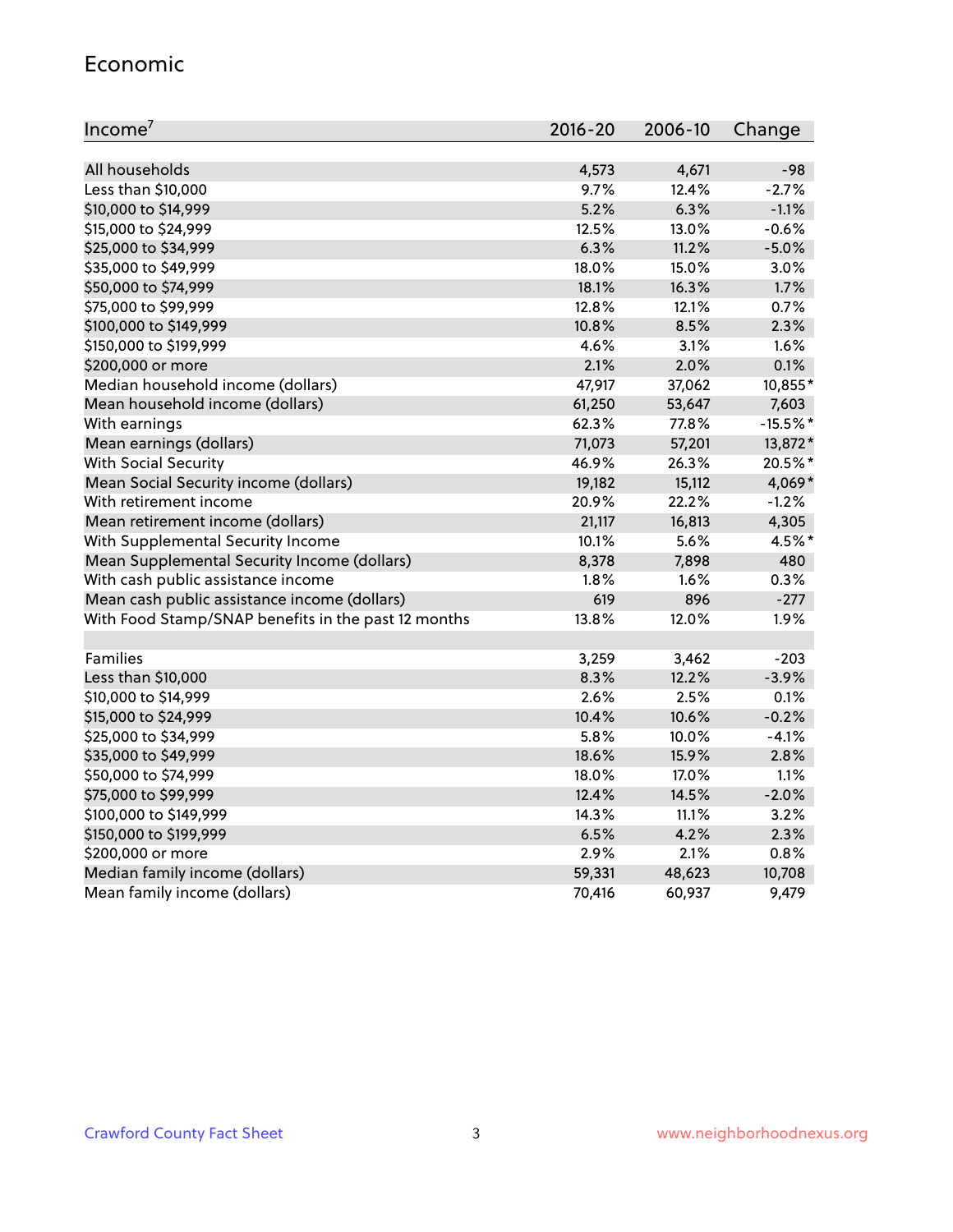## Economic

| Income[7] | 2016-20 | 2006-10 | Change |
|---|---|---|---|
| All households | 4,573 | 4,671 | -98 |
| Less than $10,000 | 9.7% | 12.4% | -2.7% |
| $10,000 to $14,999 | 5.2% | 6.3% | -1.1% |
| $15,000 to $24,999 | 12.5% | 13.0% | -0.6% |
| $25,000 to $34,999 | 6.3% | 11.2% | -5.0% |
| $35,000 to $49,999 | 18.0% | 15.0% | 3.0% |
| $50,000 to $74,999 | 18.1% | 16.3% | 1.7% |
| $75,000 to $99,999 | 12.8% | 12.1% | 0.7% |
| $100,000 to $149,999 | 10.8% | 8.5% | 2.3% |
| $150,000 to $199,999 | 4.6% | 3.1% | 1.6% |
| $200,000 or more | 2.1% | 2.0% | 0.1% |
| Median household income (dollars) | 47,917 | 37,062 | 10,855* |
| Mean household income (dollars) | 61,250 | 53,647 | 7,603 |
| With earnings | 62.3% | 77.8% | -15.5%* |
| Mean earnings (dollars) | 71,073 | 57,201 | 13,872* |
| With Social Security | 46.9% | 26.3% | 20.5%* |
| Mean Social Security income (dollars) | 19,182 | 15,112 | 4,069* |
| With retirement income | 20.9% | 22.2% | -1.2% |
| Mean retirement income (dollars) | 21,117 | 16,813 | 4,305 |
| With Supplemental Security Income | 10.1% | 5.6% | 4.5%* |
| Mean Supplemental Security Income (dollars) | 8,378 | 7,898 | 480 |
| With cash public assistance income | 1.8% | 1.6% | 0.3% |
| Mean cash public assistance income (dollars) | 619 | 896 | -277 |
| With Food Stamp/SNAP benefits in the past 12 months | 13.8% | 12.0% | 1.9% |
| | | | |
| Families | 3,259 | 3,462 | -203 |
| Less than $10,000 | 8.3% | 12.2% | -3.9% |
| $10,000 to $14,999 | 2.6% | 2.5% | 0.1% |
| $15,000 to $24,999 | 10.4% | 10.6% | -0.2% |
| $25,000 to $34,999 | 5.8% | 10.0% | -4.1% |
| $35,000 to $49,999 | 18.6% | 15.9% | 2.8% |
| $50,000 to $74,999 | 18.0% | 17.0% | 1.1% |
| $75,000 to $99,999 | 12.4% | 14.5% | -2.0% |
| $100,000 to $149,999 | 14.3% | 11.1% | 3.2% |
| $150,000 to $199,999 | 6.5% | 4.2% | 2.3% |
| $200,000 or more | 2.9% | 2.1% | 0.8% |
| Median family income (dollars) | 59,331 | 48,623 | 10,708 |
| Mean family income (dollars) | 70,416 | 60,937 | 9,479 |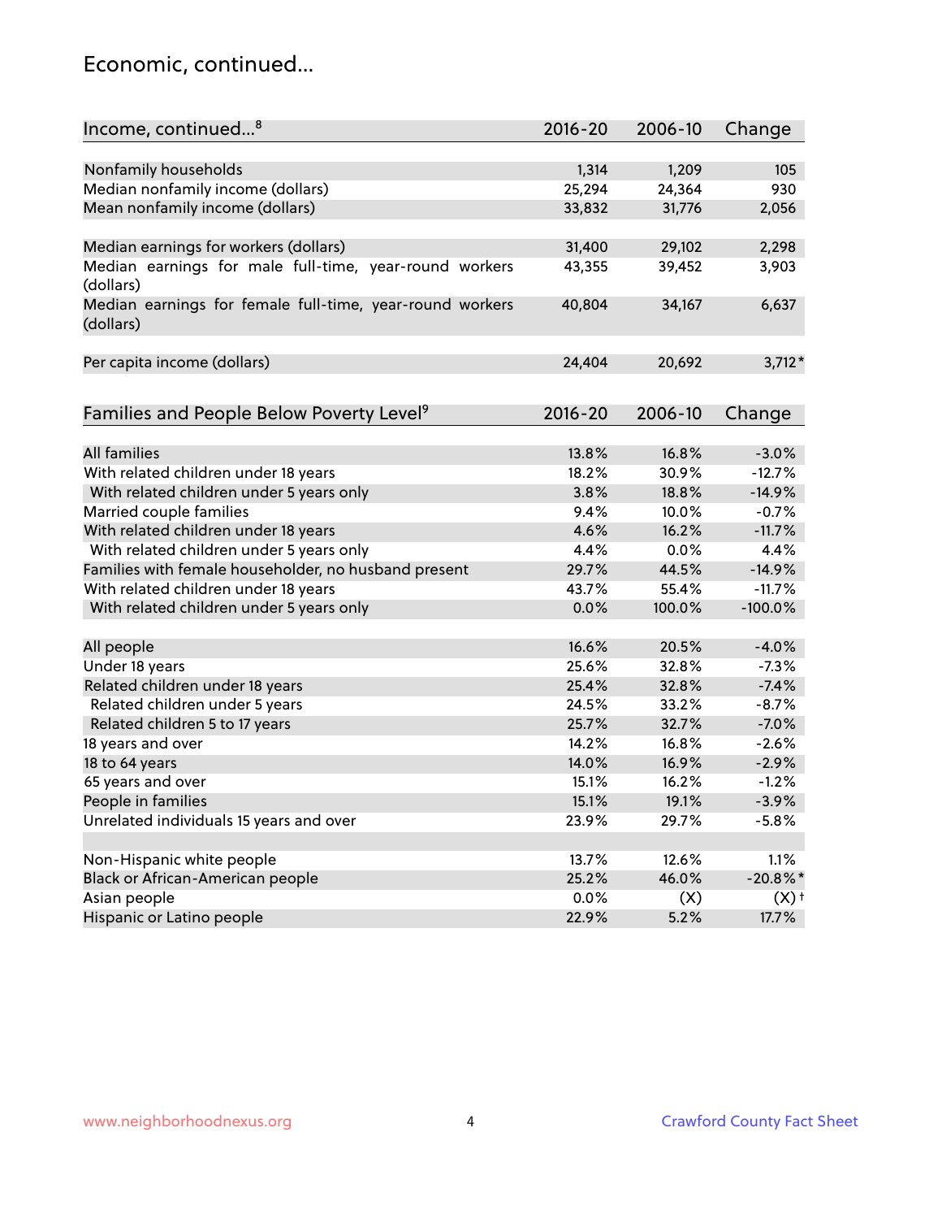## Economic, continued...

| Income, continued...[8] | 2016-20 | 2006-10 | Change |
|---|---|---|---|
| Nonfamily households | 1,314 | 1,209 | 105 |
| Median nonfamily income (dollars) | 25,294 | 24,364 | 930 |
| Mean nonfamily income (dollars) | 33,832 | 31,776 | 2,056 |
| Median earnings for workers (dollars) | 31,400 | 29,102 | 2,298 |
| Median earnings for male full-time, year-round workers (dollars) | 43,355 | 39,452 | 3,903 |
| Median earnings for female full-time, year-round workers (dollars) | 40,804 | 34,167 | 6,637 |
| Per capita income (dollars) | 24,404 | 20,692 | 3,712* |

| Families and People Below Poverty Level[9] | 2016-20 | 2006-10 | Change |
|---|---|---|---|
| All families | 13.8% | 16.8% | -3.0% |
| With related children under 18 years | 18.2% | 30.9% | -12.7% |
| With related children under 5 years only | 3.8% | 18.8% | -14.9% |
| Married couple families | 9.4% | 10.0% | -0.7% |
| With related children under 18 years | 4.6% | 16.2% | -11.7% |
| With related children under 5 years only | 4.4% | 0.0% | 4.4% |
| Families with female householder, no husband present | 29.7% | 44.5% | -14.9% |
| With related children under 18 years | 43.7% | 55.4% | -11.7% |
| With related children under 5 years only | 0.0% | 100.0% | -100.0% |
| All people | 16.6% | 20.5% | -4.0% |
| Under 18 years | 25.6% | 32.8% | -7.3% |
| Related children under 18 years | 25.4% | 32.8% | -7.4% |
| Related children under 5 years | 24.5% | 33.2% | -8.7% |
| Related children 5 to 17 years | 25.7% | 32.7% | -7.0% |
| 18 years and over | 14.2% | 16.8% | -2.6% |
| 18 to 64 years | 14.0% | 16.9% | -2.9% |
| 65 years and over | 15.1% | 16.2% | -1.2% |
| People in families | 15.1% | 19.1% | -3.9% |
| Unrelated individuals 15 years and over | 23.9% | 29.7% | -5.8% |
| Non-Hispanic white people | 13.7% | 12.6% | 1.1% |
| Black or African-American people | 25.2% | 46.0% | -20.8%* |
| Asian people | 0.0% | (X) | (X)† |
| Hispanic or Latino people | 22.9% | 5.2% | 17.7% |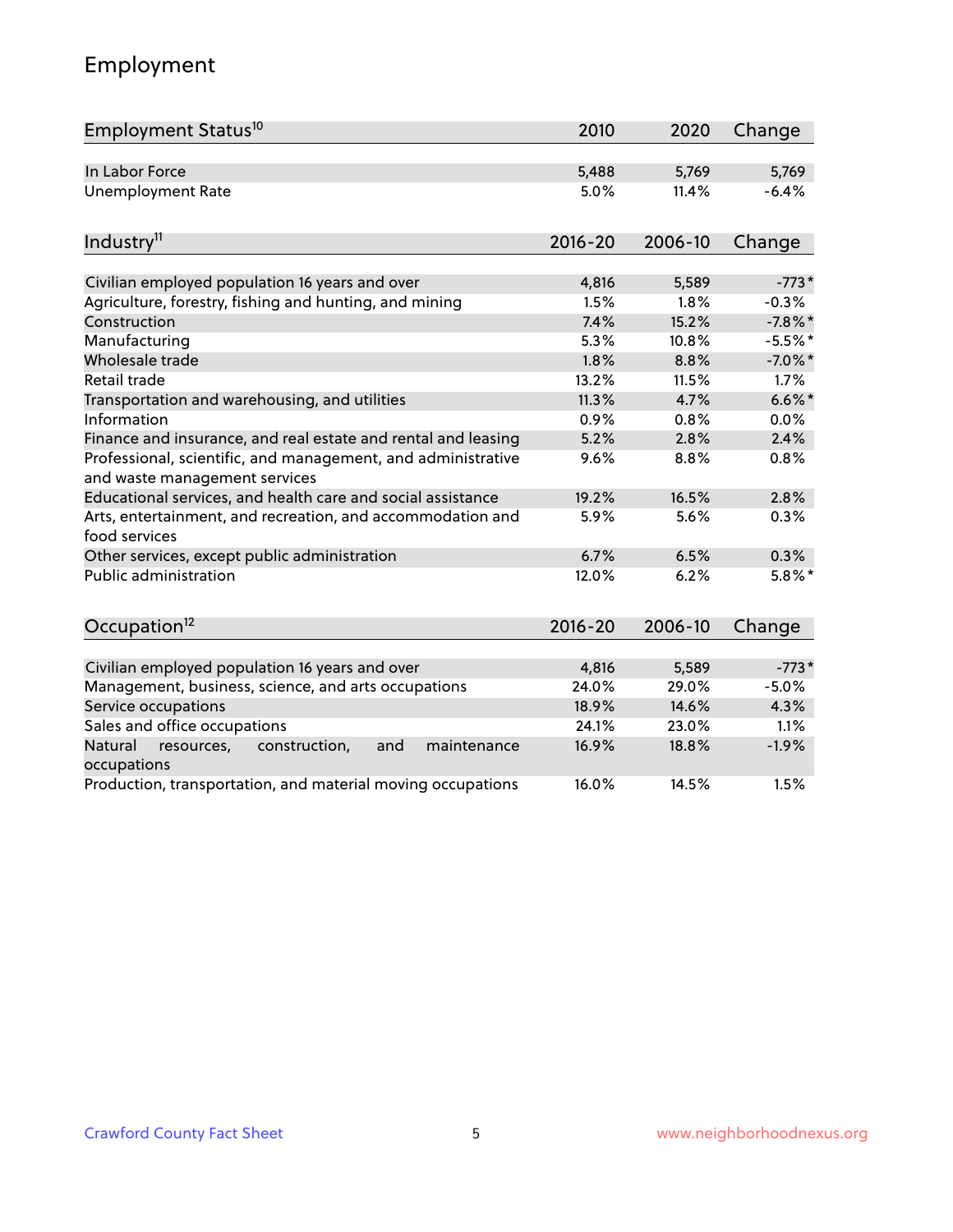## Employment

| Employment Status[10] | 2010 | 2020 | Change |
|---|---|---|---|
| In Labor Force | 5,488 | 5,769 | 5,769 |
| Unemployment Rate | 5.0% | 11.4% | -6.4% |

| Industry[11] | 2016-20 | 2006-10 | Change |
|---|---|---|---|
| Civilian employed population 16 years and over | 4,816 | 5,589 | -773* |
| Agriculture, forestry, fishing and hunting, and mining | 1.5% | 1.8% | -0.3% |
| Construction | 7.4% | 15.2% | -7.8%* |
| Manufacturing | 5.3% | 10.8% | -5.5%* |
| Wholesale trade | 1.8% | 8.8% | -7.0%* |
| Retail trade | 13.2% | 11.5% | 1.7% |
| Transportation and warehousing, and utilities | 11.3% | 4.7% | 6.6%* |
| Information | 0.9% | 0.8% | 0.0% |
| Finance and insurance, and real estate and rental and leasing | 5.2% | 2.8% | 2.4% |
| Professional, scientific, and management, and administrative and waste management services | 9.6% | 8.8% | 0.8% |
| Educational services, and health care and social assistance | 19.2% | 16.5% | 2.8% |
| Arts, entertainment, and recreation, and accommodation and food services | 5.9% | 5.6% | 0.3% |
| Other services, except public administration | 6.7% | 6.5% | 0.3% |
| Public administration | 12.0% | 6.2% | 5.8%* |

| Occupation[12] | 2016-20 | 2006-10 | Change |
|---|---|---|---|
| Civilian employed population 16 years and over | 4,816 | 5,589 | -773* |
| Management, business, science, and arts occupations | 24.0% | 29.0% | -5.0% |
| Service occupations | 18.9% | 14.6% | 4.3% |
| Sales and office occupations | 24.1% | 23.0% | 1.1% |
| Natural resources, construction, and maintenance occupations | 16.9% | 18.8% | -1.9% |
| Production, transportation, and material moving occupations | 16.0% | 14.5% | 1.5% |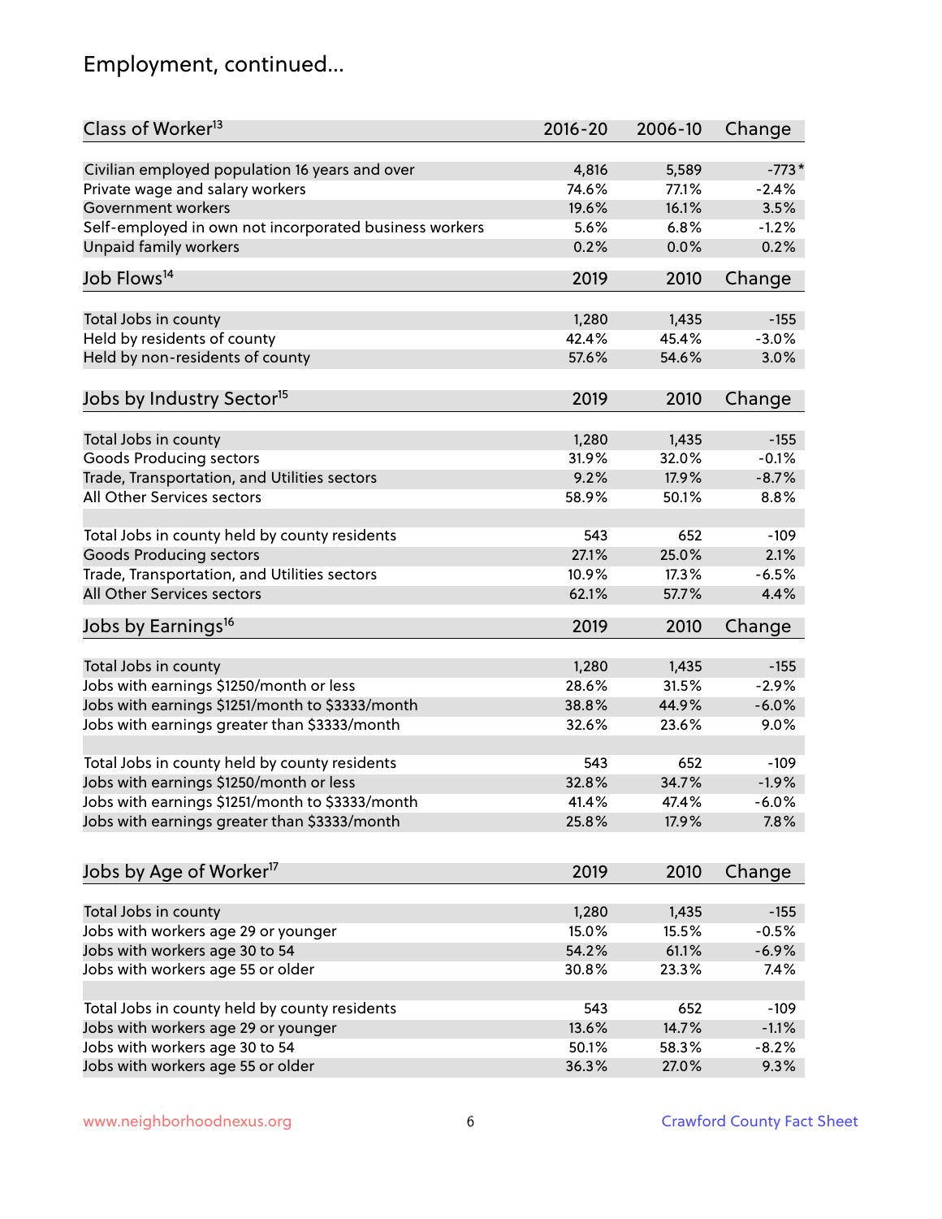## Employment, continued...

| Class of Worker[13] | 2016-20 | 2006-10 | Change |
|---|---|---|---|
| Civilian employed population 16 years and over | 4,816 | 5,589 | -773* |
| Private wage and salary workers | 74.6% | 77.1% | -2.4% |
| Government workers | 19.6% | 16.1% | 3.5% |
| Self-employed in own not incorporated business workers | 5.6% | 6.8% | -1.2% |
| Unpaid family workers | 0.2% | 0.0% | 0.2% |

| Job Flows[14] | 2019 | 2010 | Change |
|---|---|---|---|
| Total Jobs in county | 1,280 | 1,435 | -155 |
| Held by residents of county | 42.4% | 45.4% | -3.0% |
| Held by non-residents of county | 57.6% | 54.6% | 3.0% |

| Jobs by Industry Sector[15] | 2019 | 2010 | Change |
|---|---|---|---|
| Total Jobs in county | 1,280 | 1,435 | -155 |
| Goods Producing sectors | 31.9% | 32.0% | -0.1% |
| Trade, Transportation, and Utilities sectors | 9.2% | 17.9% | -8.7% |
| All Other Services sectors | 58.9% | 50.1% | 8.8% |
| | | | |
| Total Jobs in county held by county residents | 543 | 652 | -109 |
| Goods Producing sectors | 27.1% | 25.0% | 2.1% |
| Trade, Transportation, and Utilities sectors | 10.9% | 17.3% | -6.5% |
| All Other Services sectors | 62.1% | 57.7% | 4.4% |

| Jobs by Earnings[16] | 2019 | 2010 | Change |
|---|---|---|---|
| Total Jobs in county | 1,280 | 1,435 | -155 |
| Jobs with earnings $1250/month or less | 28.6% | 31.5% | -2.9% |
| Jobs with earnings $1251/month to $3333/month | 38.8% | 44.9% | -6.0% |
| Jobs with earnings greater than $3333/month | 32.6% | 23.6% | 9.0% |
| | | | |
| Total Jobs in county held by county residents | 543 | 652 | -109 |
| Jobs with earnings $1250/month or less | 32.8% | 34.7% | -1.9% |
| Jobs with earnings $1251/month to $3333/month | 41.4% | 47.4% | -6.0% |
| Jobs with earnings greater than $3333/month | 25.8% | 17.9% | 7.8% |

| Jobs by Age of Worker[17] | 2019 | 2010 | Change |
|---|---|---|---|
| Total Jobs in county | 1,280 | 1,435 | -155 |
| Jobs with workers age 29 or younger | 15.0% | 15.5% | -0.5% |
| Jobs with workers age 30 to 54 | 54.2% | 61.1% | -6.9% |
| Jobs with workers age 55 or older | 30.8% | 23.3% | 7.4% |
| | | | |
| Total Jobs in county held by county residents | 543 | 652 | -109 |
| Jobs with workers age 29 or younger | 13.6% | 14.7% | -1.1% |
| Jobs with workers age 30 to 54 | 50.1% | 58.3% | -8.2% |
| Jobs with workers age 55 or older | 36.3% | 27.0% | 9.3% |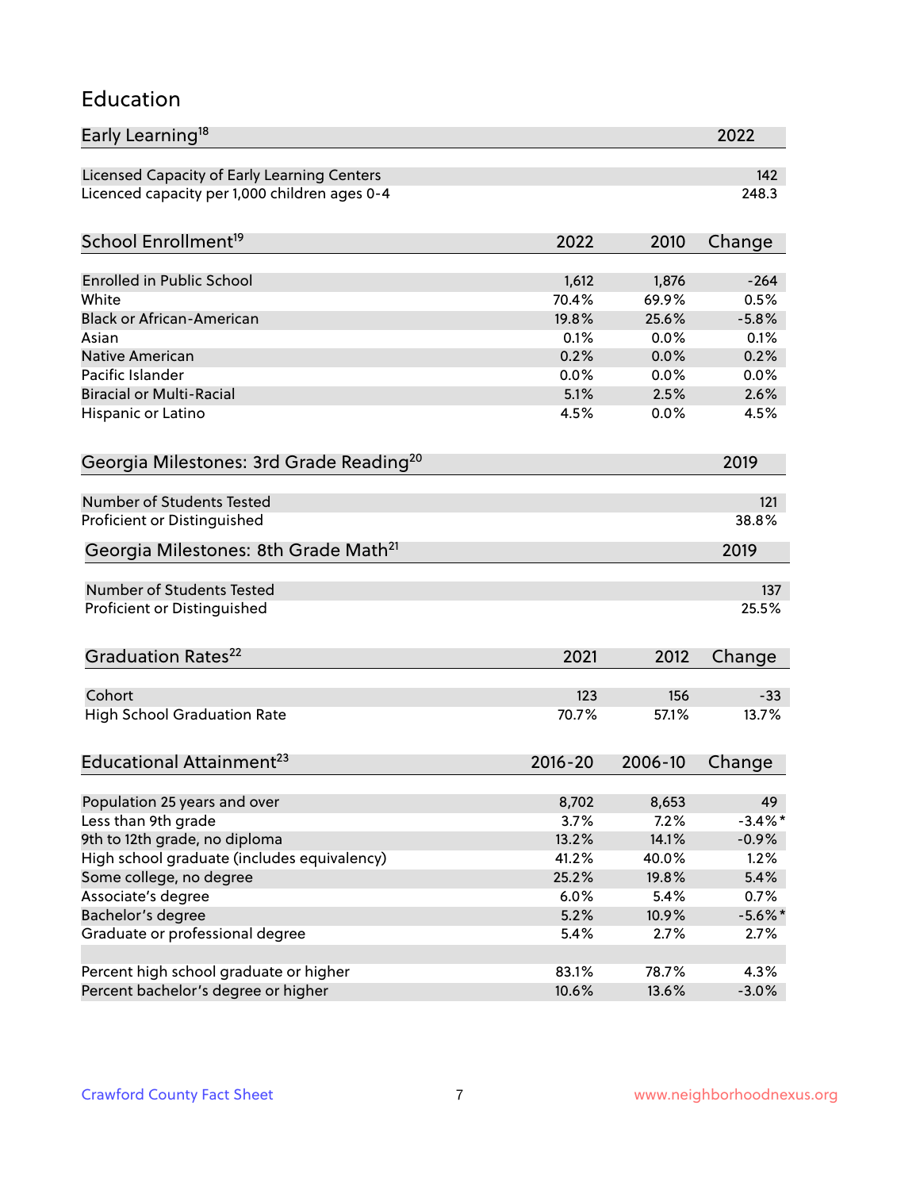## Education

| Early Learning[18] | 2022 |
|---|---|
| Licensed Capacity of Early Learning Centers | 142 |
| Licenced capacity per 1,000 children ages 0-4 | 248.3 |

| School Enrollment[19] | 2022 | 2010 | Change |
|---|---|---|---|
| Enrolled in Public School | 1,612 | 1,876 | -264 |
| White | 70.4% | 69.9% | 0.5% |
| Black or African-American | 19.8% | 25.6% | -5.8% |
| Asian | 0.1% | 0.0% | 0.1% |
| Native American | 0.2% | 0.0% | 0.2% |
| Pacific Islander | 0.0% | 0.0% | 0.0% |
| Biracial or Multi-Racial | 5.1% | 2.5% | 2.6% |
| Hispanic or Latino | 4.5% | 0.0% | 4.5% |

| Georgia Milestones: 3rd Grade Reading[20] | 2019 |
|---|---|
| Number of Students Tested | 121 |
| Proficient or Distinguished | 38.8% |

| Georgia Milestones: 8th Grade Math[21] | 2019 |
|---|---|
| Number of Students Tested | 137 |
| Proficient or Distinguished | 25.5% |

| Graduation Rates[22] | 2021 | 2012 | Change |
|---|---|---|---|
| Cohort | 123 | 156 | -33 |
| High School Graduation Rate | 70.7% | 57.1% | 13.7% |

| Educational Attainment[23] | 2016-20 | 2006-10 | Change |
|---|---|---|---|
| Population 25 years and over | 8,702 | 8,653 | 49 |
| Less than 9th grade | 3.7% | 7.2% | -3.4%* |
| 9th to 12th grade, no diploma | 13.2% | 14.1% | -0.9% |
| High school graduate (includes equivalency) | 41.2% | 40.0% | 1.2% |
| Some college, no degree | 25.2% | 19.8% | 5.4% |
| Associate's degree | 6.0% | 5.4% | 0.7% |
| Bachelor's degree | 5.2% | 10.9% | -5.6%* |
| Graduate or professional degree | 5.4% | 2.7% | 2.7% |
| | | | |
| Percent high school graduate or higher | 83.1% | 78.7% | 4.3% |
| Percent bachelor's degree or higher | 10.6% | 13.6% | -3.0% |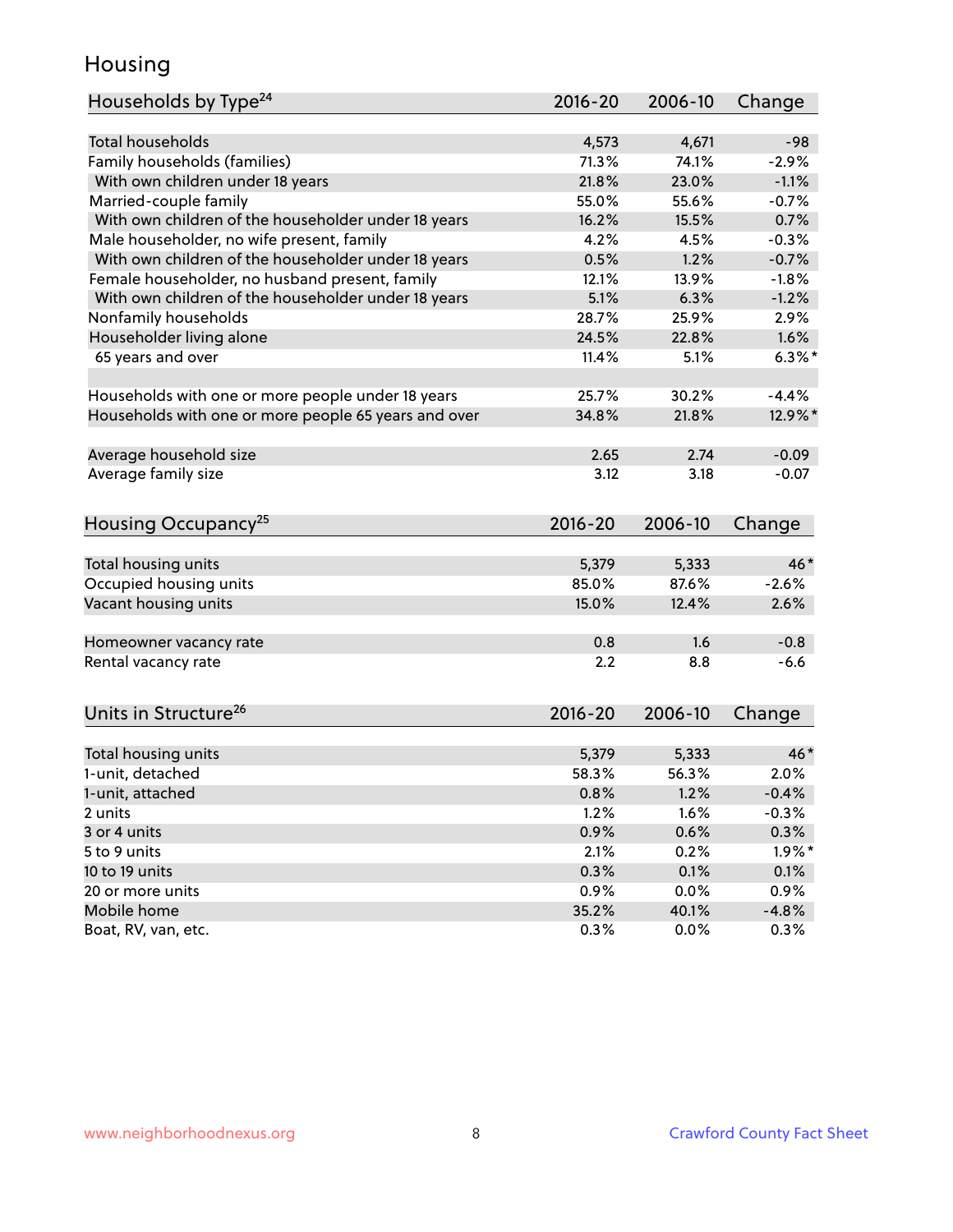# Housing

| Households by Type[24] | 2016-20 | 2006-10 | Change |
|---|---|---|---|
| Total households | 4,573 | 4,671 | -98 |
| Family households (families) | 71.3% | 74.1% | -2.9% |
| With own children under 18 years | 21.8% | 23.0% | -1.1% |
| Married-couple family | 55.0% | 55.6% | -0.7% |
| With own children of the householder under 18 years | 16.2% | 15.5% | 0.7% |
| Male householder, no wife present, family | 4.2% | 4.5% | -0.3% |
| With own children of the householder under 18 years | 0.5% | 1.2% | -0.7% |
| Female householder, no husband present, family | 12.1% | 13.9% | -1.8% |
| With own children of the householder under 18 years | 5.1% | 6.3% | -1.2% |
| Nonfamily households | 28.7% | 25.9% | 2.9% |
| Householder living alone | 24.5% | 22.8% | 1.6% |
| 65 years and over | 11.4% | 5.1% | 6.3%* |
| | | | |
| Households with one or more people under 18 years | 25.7% | 30.2% | -4.4% |
| Households with one or more people 65 years and over | 34.8% | 21.8% | 12.9%* |
| | | | |
| Average household size | 2.65 | 2.74 | -0.09 |
| Average family size | 3.12 | 3.18 | -0.07 |

| Housing Occupancy[25] | 2016-20 | 2006-10 | Change |
|---|---|---|---|
| Total housing units | 5,379 | 5,333 | 46* |
| Occupied housing units | 85.0% | 87.6% | -2.6% |
| Vacant housing units | 15.0% | 12.4% | 2.6% |
| | | | |
| Homeowner vacancy rate | 0.8 | 1.6 | -0.8 |
| Rental vacancy rate | 2.2 | 8.8 | -6.6 |

| Units in Structure[26] | 2016-20 | 2006-10 | Change |
|---|---|---|---|
| Total housing units | 5,379 | 5,333 | 46* |
| 1-unit, detached | 58.3% | 56.3% | 2.0% |
| 1-unit, attached | 0.8% | 1.2% | -0.4% |
| 2 units | 1.2% | 1.6% | -0.3% |
| 3 or 4 units | 0.9% | 0.6% | 0.3% |
| 5 to 9 units | 2.1% | 0.2% | 1.9%* |
| 10 to 19 units | 0.3% | 0.1% | 0.1% |
| 20 or more units | 0.9% | 0.0% | 0.9% |
| Mobile home | 35.2% | 40.1% | -4.8% |
| Boat, RV, van, etc. | 0.3% | 0.0% | 0.3% |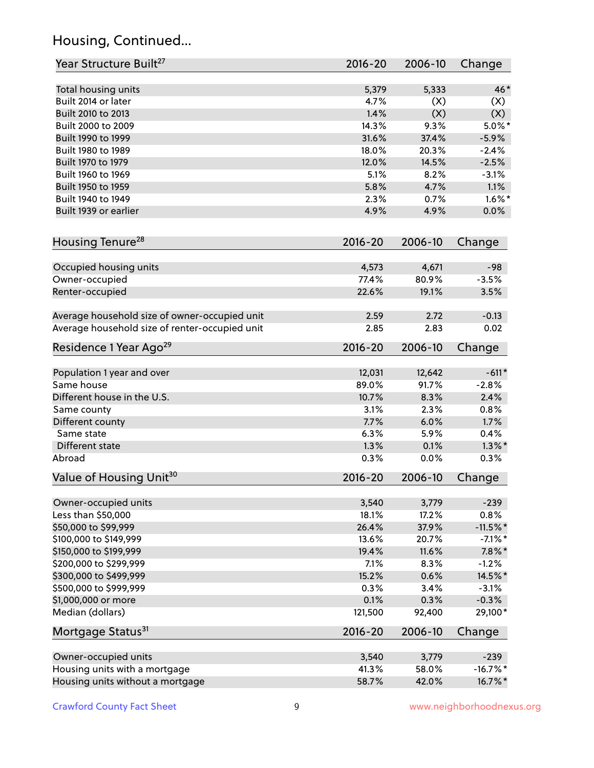## Housing, Continued...

| Year Structure Built[27] | 2016-20 | 2006-10 | Change |
|---|---|---|---|
| Total housing units | 5,379 | 5,333 | 46* |
| Built 2014 or later | 4.7% | (X) | (X) |
| Built 2010 to 2013 | 1.4% | (X) | (X) |
| Built 2000 to 2009 | 14.3% | 9.3% | 5.0%* |
| Built 1990 to 1999 | 31.6% | 37.4% | -5.9% |
| Built 1980 to 1989 | 18.0% | 20.3% | -2.4% |
| Built 1970 to 1979 | 12.0% | 14.5% | -2.5% |
| Built 1960 to 1969 | 5.1% | 8.2% | -3.1% |
| Built 1950 to 1959 | 5.8% | 4.7% | 1.1% |
| Built 1940 to 1949 | 2.3% | 0.7% | 1.6%* |
| Built 1939 or earlier | 4.9% | 4.9% | 0.0% |

| Housing Tenure[28] | 2016-20 | 2006-10 | Change |
|---|---|---|---|
| Occupied housing units | 4,573 | 4,671 | -98 |
| Owner-occupied | 77.4% | 80.9% | -3.5% |
| Renter-occupied | 22.6% | 19.1% | 3.5% |
| Average household size of owner-occupied unit | 2.59 | 2.72 | -0.13 |
| Average household size of renter-occupied unit | 2.85 | 2.83 | 0.02 |

| Residence 1 Year Ago[29] | 2016-20 | 2006-10 | Change |
|---|---|---|---|
| Population 1 year and over | 12,031 | 12,642 | -611* |
| Same house | 89.0% | 91.7% | -2.8% |
| Different house in the U.S. | 10.7% | 8.3% | 2.4% |
| Same county | 3.1% | 2.3% | 0.8% |
| Different county | 7.7% | 6.0% | 1.7% |
| Same state | 6.3% | 5.9% | 0.4% |
| Different state | 1.3% | 0.1% | 1.3%* |
| Abroad | 0.3% | 0.0% | 0.3% |

| Value of Housing Unit[30] | 2016-20 | 2006-10 | Change |
|---|---|---|---|
| Owner-occupied units | 3,540 | 3,779 | -239 |
| Less than $50,000 | 18.1% | 17.2% | 0.8% |
| $50,000 to $99,999 | 26.4% | 37.9% | -11.5%* |
| $100,000 to $149,999 | 13.6% | 20.7% | -7.1%* |
| $150,000 to $199,999 | 19.4% | 11.6% | 7.8%* |
| $200,000 to $299,999 | 7.1% | 8.3% | -1.2% |
| $300,000 to $499,999 | 15.2% | 0.6% | 14.5%* |
| $500,000 to $999,999 | 0.3% | 3.4% | -3.1% |
| $1,000,000 or more | 0.1% | 0.3% | -0.3% |
| Median (dollars) | 121,500 | 92,400 | 29,100* |

| Mortgage Status[31] | 2016-20 | 2006-10 | Change |
|---|---|---|---|
| Owner-occupied units | 3,540 | 3,779 | -239 |
| Housing units with a mortgage | 41.3% | 58.0% | -16.7%* |
| Housing units without a mortgage | 58.7% | 42.0% | 16.7%* |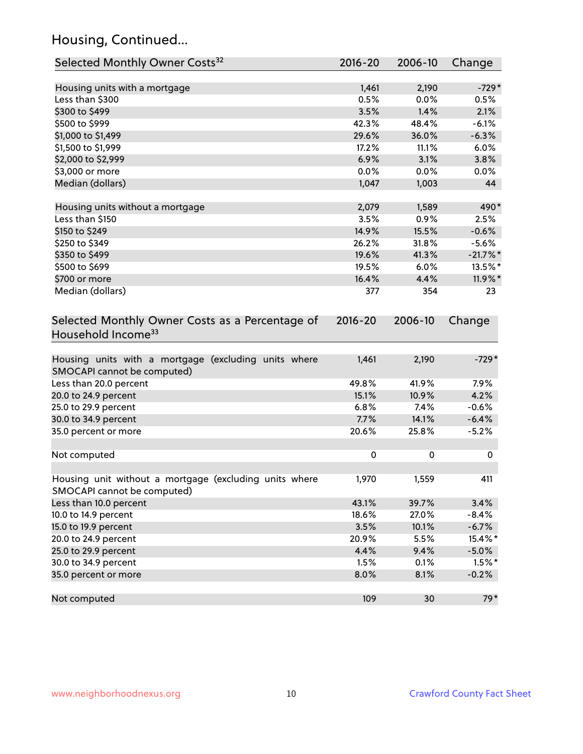# Housing, Continued...

| Selected Monthly Owner Costs[32] | 2016-20 | 2006-10 | Change |
|---|---|---|---|
| Housing units with a mortgage | 1,461 | 2,190 | -729* |
| Less than $300 | 0.5% | 0.0% | 0.5% |
| $300 to $499 | 3.5% | 1.4% | 2.1% |
| $500 to $999 | 42.3% | 48.4% | -6.1% |
| $1,000 to $1,499 | 29.6% | 36.0% | -6.3% |
| $1,500 to $1,999 | 17.2% | 11.1% | 6.0% |
| $2,000 to $2,999 | 6.9% | 3.1% | 3.8% |
| $3,000 or more | 0.0% | 0.0% | 0.0% |
| Median (dollars) | 1,047 | 1,003 | 44 |
| | | | |
| Housing units without a mortgage | 2,079 | 1,589 | 490* |
| Less than $150 | 3.5% | 0.9% | 2.5% |
| $150 to $249 | 14.9% | 15.5% | -0.6% |
| $250 to $349 | 26.2% | 31.8% | -5.6% |
| $350 to $499 | 19.6% | 41.3% | -21.7%* |
| $500 to $699 | 19.5% | 6.0% | 13.5%* |
| $700 or more | 16.4% | 4.4% | 11.9%* |
| Median (dollars) | 377 | 354 | 23 |

| Selected Monthly Owner Costs as a Percentage of Household Income[33] | 2016-20 | 2006-10 | Change |
|---|---|---|---|
| Housing units with a mortgage (excluding units where SMOCAPI cannot be computed) | 1,461 | 2,190 | -729* |
| Less than 20.0 percent | 49.8% | 41.9% | 7.9% |
| 20.0 to 24.9 percent | 15.1% | 10.9% | 4.2% |
| 25.0 to 29.9 percent | 6.8% | 7.4% | -0.6% |
| 30.0 to 34.9 percent | 7.7% | 14.1% | -6.4% |
| 35.0 percent or more | 20.6% | 25.8% | -5.2% |
| | | | |
| Not computed | 0 | 0 | 0 |
| | | | |
| Housing unit without a mortgage (excluding units where SMOCAPI cannot be computed) | 1,970 | 1,559 | 411 |
| Less than 10.0 percent | 43.1% | 39.7% | 3.4% |
| 10.0 to 14.9 percent | 18.6% | 27.0% | -8.4% |
| 15.0 to 19.9 percent | 3.5% | 10.1% | -6.7% |
| 20.0 to 24.9 percent | 20.9% | 5.5% | 15.4%* |
| 25.0 to 29.9 percent | 4.4% | 9.4% | -5.0% |
| 30.0 to 34.9 percent | 1.5% | 0.1% | 1.5%* |
| 35.0 percent or more | 8.0% | 8.1% | -0.2% |
| | | | |
| Not computed | 109 | 30 | 79* |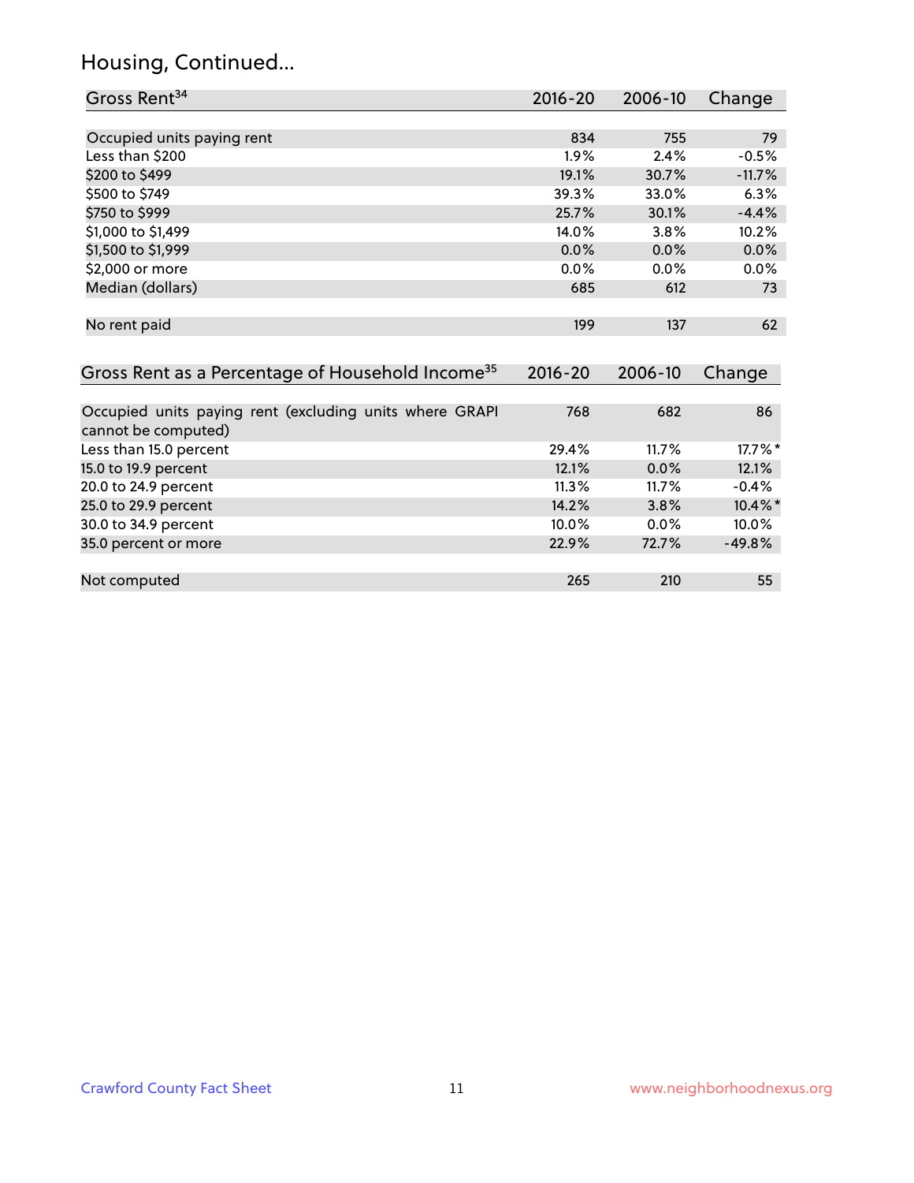## Housing, Continued...

| Gross Rent[34] | 2016-20 | 2006-10 | Change |
|---|---|---|---|
| Occupied units paying rent | 834 | 755 | 79 |
| Less than $200 | 1.9% | 2.4% | -0.5% |
| $200 to $499 | 19.1% | 30.7% | -11.7% |
| $500 to $749 | 39.3% | 33.0% | 6.3% |
| $750 to $999 | 25.7% | 30.1% | -4.4% |
| $1,000 to $1,499 | 14.0% | 3.8% | 10.2% |
| $1,500 to $1,999 | 0.0% | 0.0% | 0.0% |
| $2,000 or more | 0.0% | 0.0% | 0.0% |
| Median (dollars) | 685 | 612 | 73 |
| No rent paid | 199 | 137 | 62 |

| Gross Rent as a Percentage of Household Income[35] | 2016-20 | 2006-10 | Change |
|---|---|---|---|
| Occupied units paying rent (excluding units where GRAPI cannot be computed) | 768 | 682 | 86 |
| Less than 15.0 percent | 29.4% | 11.7% | 17.7%* |
| 15.0 to 19.9 percent | 12.1% | 0.0% | 12.1% |
| 20.0 to 24.9 percent | 11.3% | 11.7% | -0.4% |
| 25.0 to 29.9 percent | 14.2% | 3.8% | 10.4%* |
| 30.0 to 34.9 percent | 10.0% | 0.0% | 10.0% |
| 35.0 percent or more | 22.9% | 72.7% | -49.8% |
| Not computed | 265 | 210 | 55 |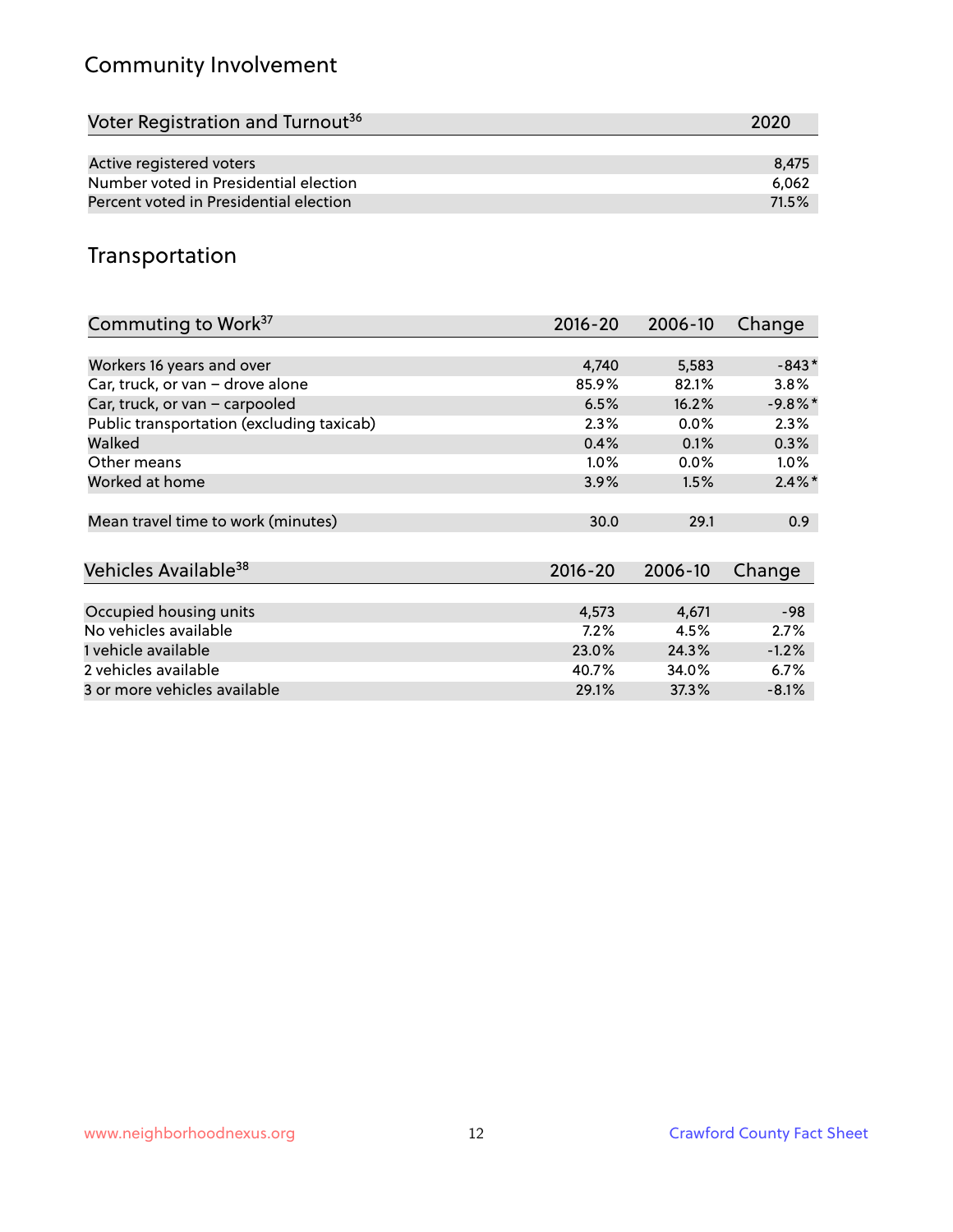## Community Involvement

| Voter Registration and Turnout[36] | 2020 |
|---|---|
| Active registered voters | 8,475 |
| Number voted in Presidential election | 6,062 |
| Percent voted in Presidential election | 71.5% |

## Transportation

| Commuting to Work[37] | 2016-20 | 2006-10 | Change |
|---|---|---|---|
| Workers 16 years and over | 4,740 | 5,583 | -843* |
| Car, truck, or van – drove alone | 85.9% | 82.1% | 3.8% |
| Car, truck, or van – carpooled | 6.5% | 16.2% | -9.8%* |
| Public transportation (excluding taxicab) | 2.3% | 0.0% | 2.3% |
| Walked | 0.4% | 0.1% | 0.3% |
| Other means | 1.0% | 0.0% | 1.0% |
| Worked at home | 3.9% | 1.5% | 2.4%* |
| Mean travel time to work (minutes) | 30.0 | 29.1 | 0.9 |

| Vehicles Available[38] | 2016-20 | 2006-10 | Change |
|---|---|---|---|
| Occupied housing units | 4,573 | 4,671 | -98 |
| No vehicles available | 7.2% | 4.5% | 2.7% |
| 1 vehicle available | 23.0% | 24.3% | -1.2% |
| 2 vehicles available | 40.7% | 34.0% | 6.7% |
| 3 or more vehicles available | 29.1% | 37.3% | -8.1% |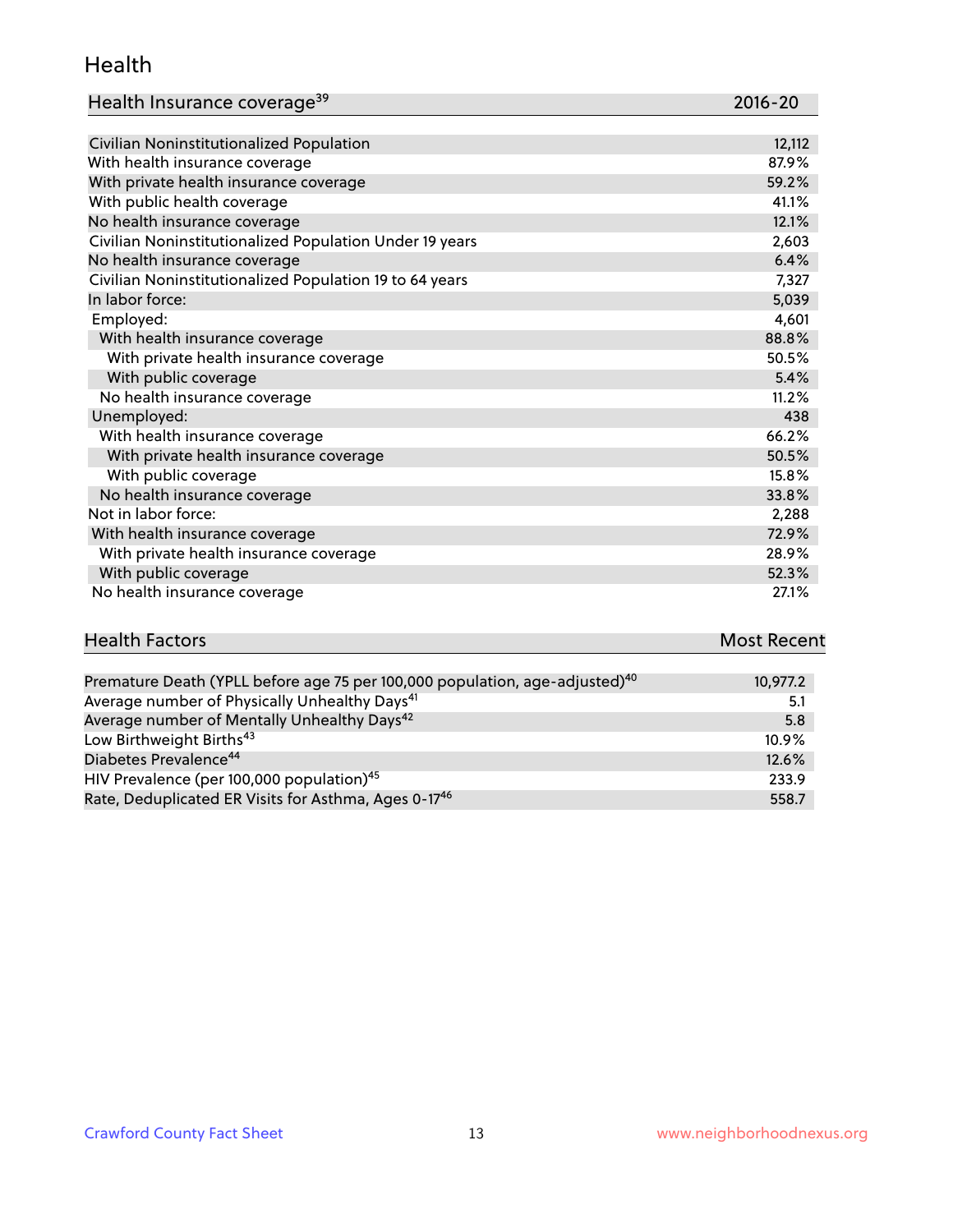## Health

| Health Insurance coverage[39] | 2016-20 |
|---|---|
| Civilian Noninstitutionalized Population | 12,112 |
| With health insurance coverage | 87.9% |
| With private health insurance coverage | 59.2% |
| With public health coverage | 41.1% |
| No health insurance coverage | 12.1% |
| Civilian Noninstitutionalized Population Under 19 years | 2,603 |
| No health insurance coverage | 6.4% |
| Civilian Noninstitutionalized Population 19 to 64 years | 7,327 |
| In labor force: | 5,039 |
| Employed: | 4,601 |
| With health insurance coverage | 88.8% |
| With private health insurance coverage | 50.5% |
| With public coverage | 5.4% |
| No health insurance coverage | 11.2% |
| Unemployed: | 438 |
| With health insurance coverage | 66.2% |
| With private health insurance coverage | 50.5% |
| With public coverage | 15.8% |
| No health insurance coverage | 33.8% |
| Not in labor force: | 2,288 |
| With health insurance coverage | 72.9% |
| With private health insurance coverage | 28.9% |
| With public coverage | 52.3% |
| No health insurance coverage | 27.1% |

| Health Factors | Most Recent |
|---|---|
| Premature Death (YPLL before age 75 per 100,000 population, age-adjusted)[40] | 10,977.2 |
| Average number of Physically Unhealthy Days[41] | 5.1 |
| Average number of Mentally Unhealthy Days[42] | 5.8 |
| Low Birthweight Births[43] | 10.9% |
| Diabetes Prevalence[44] | 12.6% |
| HIV Prevalence (per 100,000 population)[45] | 233.9 |
| Rate, Deduplicated ER Visits for Asthma, Ages 0-17[46] | 558.7 |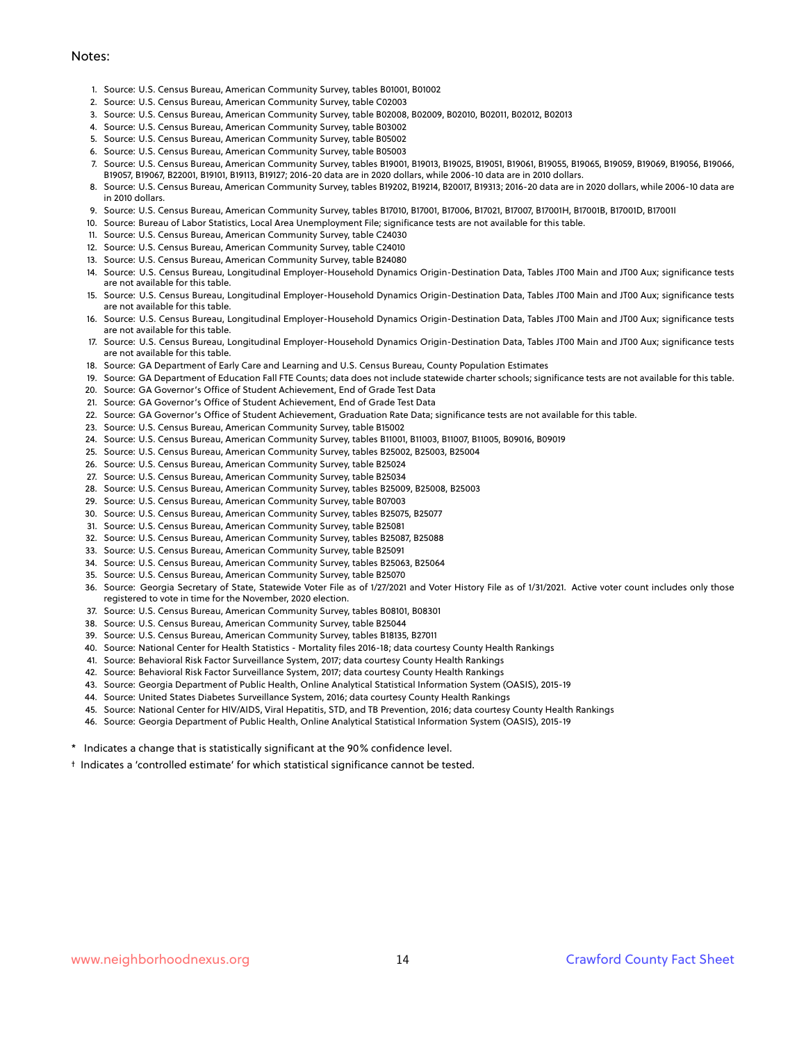Notes:

1. Source: U.S. Census Bureau, American Community Survey, tables B01001, B01002
2. Source: U.S. Census Bureau, American Community Survey, table C02003
3. Source: U.S. Census Bureau, American Community Survey, table B02008, B02009, B02010, B02011, B02012, B02013
4. Source: U.S. Census Bureau, American Community Survey, table B03002
5. Source: U.S. Census Bureau, American Community Survey, table B05002
6. Source: U.S. Census Bureau, American Community Survey, table B05003
7. Source: U.S. Census Bureau, American Community Survey, tables B19001, B19013, B19025, B19051, B19061, B19055, B19065, B19059, B19069, B19056, B19066, B19057, B19067, B22001, B19101, B19113, B19127; 2016-20 data are in 2020 dollars, while 2006-10 data are in 2010 dollars.
8. Source: U.S. Census Bureau, American Community Survey, tables B19202, B19214, B20017, B19313; 2016-20 data are in 2020 dollars, while 2006-10 data are in 2010 dollars.
9. Source: U.S. Census Bureau, American Community Survey, tables B17010, B17001, B17006, B17021, B17007, B17001H, B17001B, B17001D, B17001I
10. Source: Bureau of Labor Statistics, Local Area Unemployment File; significance tests are not available for this table.
11. Source: U.S. Census Bureau, American Community Survey, table C24030
12. Source: U.S. Census Bureau, American Community Survey, table C24010
13. Source: U.S. Census Bureau, American Community Survey, table B24080
14. Source: U.S. Census Bureau, Longitudinal Employer-Household Dynamics Origin-Destination Data, Tables JT00 Main and JT00 Aux; significance tests are not available for this table.
15. Source: U.S. Census Bureau, Longitudinal Employer-Household Dynamics Origin-Destination Data, Tables JT00 Main and JT00 Aux; significance tests are not available for this table.
16. Source: U.S. Census Bureau, Longitudinal Employer-Household Dynamics Origin-Destination Data, Tables JT00 Main and JT00 Aux; significance tests are not available for this table.
17. Source: U.S. Census Bureau, Longitudinal Employer-Household Dynamics Origin-Destination Data, Tables JT00 Main and JT00 Aux; significance tests are not available for this table.
18. Source: GA Department of Early Care and Learning and U.S. Census Bureau, County Population Estimates
19. Source: GA Department of Education Fall FTE Counts; data does not include statewide charter schools; significance tests are not available for this table.
20. Source: GA Governor's Office of Student Achievement, End of Grade Test Data
21. Source: GA Governor's Office of Student Achievement, End of Grade Test Data
22. Source: GA Governor's Office of Student Achievement, Graduation Rate Data; significance tests are not available for this table.
23. Source: U.S. Census Bureau, American Community Survey, table B15002
24. Source: U.S. Census Bureau, American Community Survey, tables B11001, B11003, B11007, B11005, B09016, B09019
25. Source: U.S. Census Bureau, American Community Survey, tables B25002, B25003, B25004
26. Source: U.S. Census Bureau, American Community Survey, table B25024
27. Source: U.S. Census Bureau, American Community Survey, table B25034
28. Source: U.S. Census Bureau, American Community Survey, tables B25009, B25008, B25003
29. Source: U.S. Census Bureau, American Community Survey, table B07003
30. Source: U.S. Census Bureau, American Community Survey, tables B25075, B25077
31. Source: U.S. Census Bureau, American Community Survey, table B25081
32. Source: U.S. Census Bureau, American Community Survey, tables B25087, B25088
33. Source: U.S. Census Bureau, American Community Survey, table B25091
34. Source: U.S. Census Bureau, American Community Survey, tables B25063, B25064
35. Source: U.S. Census Bureau, American Community Survey, table B25070
36. Source: Georgia Secretary of State, Statewide Voter File as of 1/27/2021 and Voter History File as of 1/31/2021. Active voter count includes only those registered to vote in time for the November, 2020 election.
37. Source: U.S. Census Bureau, American Community Survey, tables B08101, B08301
38. Source: U.S. Census Bureau, American Community Survey, table B25044
39. Source: U.S. Census Bureau, American Community Survey, tables B18135, B27011
40. Source: National Center for Health Statistics - Mortality files 2016-18; data courtesy County Health Rankings
41. Source: Behavioral Risk Factor Surveillance System, 2017; data courtesy County Health Rankings
42. Source: Behavioral Risk Factor Surveillance System, 2017; data courtesy County Health Rankings
43. Source: Georgia Department of Public Health, Online Analytical Statistical Information System (OASIS), 2015-19
44. Source: United States Diabetes Surveillance System, 2016; data courtesy County Health Rankings
45. Source: National Center for HIV/AIDS, Viral Hepatitis, STD, and TB Prevention, 2016; data courtesy County Health Rankings
46. Source: Georgia Department of Public Health, Online Analytical Statistical Information System (OASIS), 2015-19

\* Indicates a change that is statistically significant at the 90% confidence level.

† Indicates a 'controlled estimate' for which statistical significance cannot be tested.